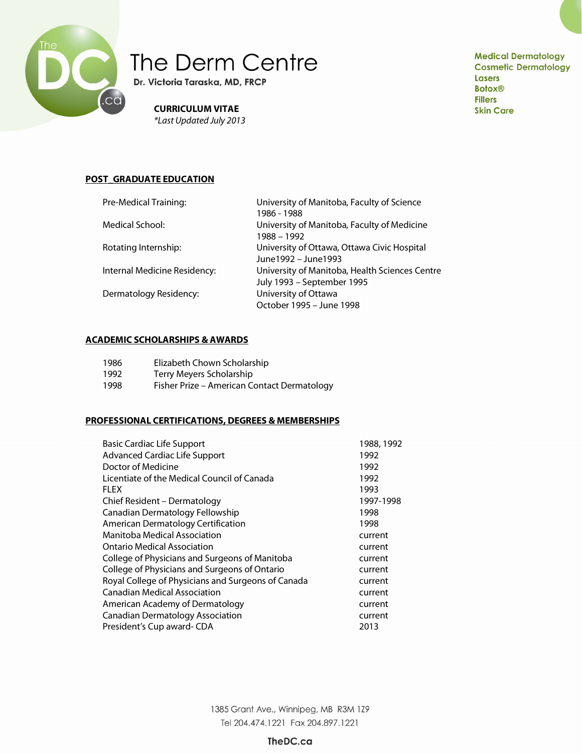# The Derm Centre

**Dr. Victoria Taraska, MD, FRCP**

Medical Dermatology
Cosmetic Dermatology
Lasers
Botox®
Fillers
Skin Care

**CURRICULUM VITAE**
*\*Last Updated July 2013*

## POST_GRADUATE EDUCATION

| | |
|---|---|
| Pre-Medical Training: | University of Manitoba, Faculty of Science<br>1986 - 1988 |
| Medical School: | University of Manitoba, Faculty of Medicine<br>1988 – 1992 |
| Rotating Internship: | University of Ottawa, Ottawa Civic Hospital<br>June1992 – June1993 |
| Internal Medicine Residency: | University of Manitoba, Health Sciences Centre<br>July 1993 – September 1995 |
| Dermatology Residency: | University of Ottawa<br>October 1995 – June 1998 |

## ACADEMIC SCHOLARSHIPS & AWARDS

| | |
|---|---|
| 1986 | Elizabeth Chown Scholarship |
| 1992 | Terry Meyers Scholarship |
| 1998 | Fisher Prize – American Contact Dermatology |

## PROFESSIONAL CERTIFICATIONS, DEGREES & MEMBERSHIPS

| | |
|---|---|
| Basic Cardiac Life Support | 1988, 1992 |
| Advanced Cardiac Life Support | 1992 |
| Doctor of Medicine | 1992 |
| Licentiate of the Medical Council of Canada | 1992 |
| FLEX | 1993 |
| Chief Resident – Dermatology | 1997-1998 |
| Canadian Dermatology Fellowship | 1998 |
| American Dermatology Certification | 1998 |
| Manitoba Medical Association | current |
| Ontario Medical Association | current |
| College of Physicians and Surgeons of Manitoba | current |
| College of Physicians and Surgeons of Ontario | current |
| Royal College of Physicians and Surgeons of Canada | current |
| Canadian Medical Association | current |
| American Academy of Dermatology | current |
| Canadian Dermatology Association | current |
| President's Cup award- CDA | 2013 |

1385 Grant Ave., Winnipeg, MB R3M 1Z9
Tel 204.474.1221 Fax 204.897.1221

TheDC.ca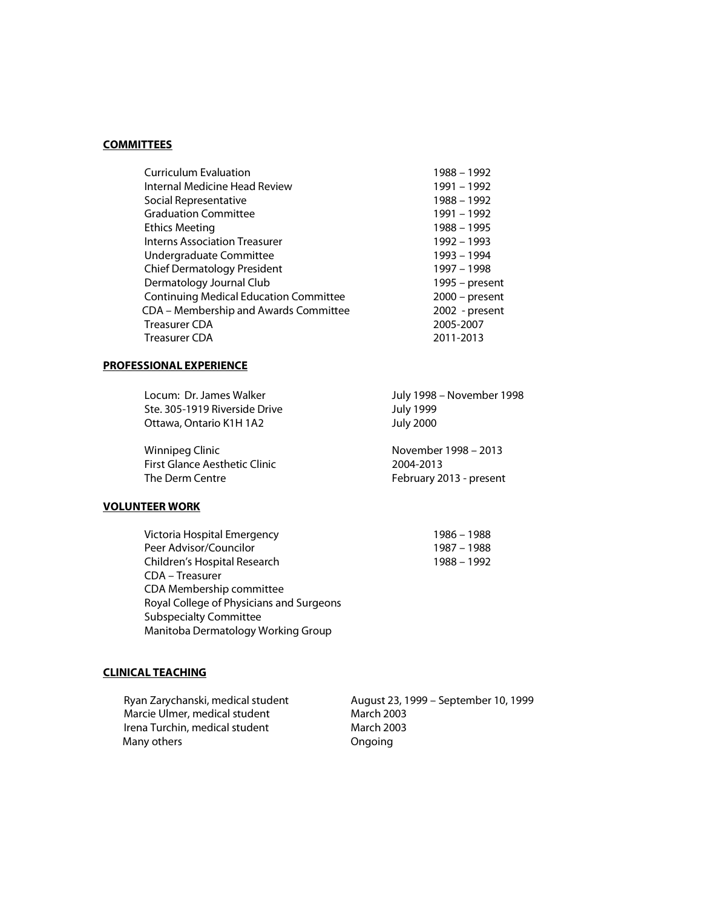## COMMITTEES

| | |
|---|---|
| Curriculum Evaluation | 1988 – 1992 |
| Internal Medicine Head Review | 1991 – 1992 |
| Social Representative | 1988 – 1992 |
| Graduation Committee | 1991 – 1992 |
| Ethics Meeting | 1988 – 1995 |
| Interns Association Treasurer | 1992 – 1993 |
| Undergraduate Committee | 1993 – 1994 |
| Chief Dermatology President | 1997 – 1998 |
| Dermatology Journal Club | 1995 – present |
| Continuing Medical Education Committee | 2000 – present |
| CDA – Membership and Awards Committee | 2002 - present |
| Treasurer CDA | 2005-2007 |
| Treasurer CDA | 2011-2013 |

## PROFESSIONAL EXPERIENCE

| | |
|---|---|
| Locum: Dr. James Walker | July 1998 – November 1998 |
| Ste. 305-1919 Riverside Drive | July 1999 |
| Ottawa, Ontario K1H 1A2 | July 2000 |
| Winnipeg Clinic | November 1998 – 2013 |
| First Glance Aesthetic Clinic | 2004-2013 |
| The Derm Centre | February 2013 - present |

## VOLUNTEER WORK

| | |
|---|---|
| Victoria Hospital Emergency | 1986 – 1988 |
| Peer Advisor/Councilor | 1987 – 1988 |
| Children's Hospital Research | 1988 – 1992 |
| CDA – Treasurer | |
| CDA Membership committee | |
| Royal College of Physicians and Surgeons | |
| Subspecialty Committee | |
| Manitoba Dermatology Working Group | |

## CLINICAL TEACHING

| | |
|---|---|
| Ryan Zarychanski, medical student | August 23, 1999 – September 10, 1999 |
| Marcie Ulmer, medical student | March 2003 |
| Irena Turchin, medical student | March 2003 |
| Many others | Ongoing |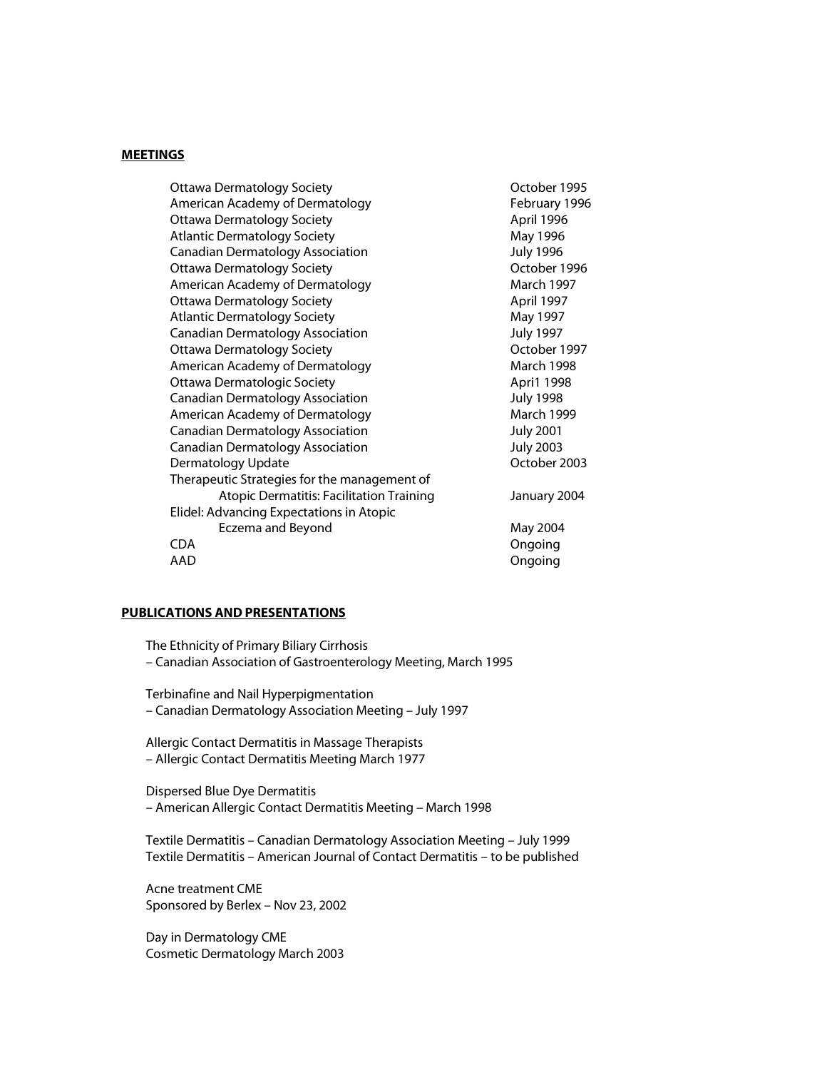## MEETINGS

| | |
|---|---|
| Ottawa Dermatology Society | October 1995 |
| American Academy of Dermatology | February 1996 |
| Ottawa Dermatology Society | April 1996 |
| Atlantic Dermatology Society | May 1996 |
| Canadian Dermatology Association | July 1996 |
| Ottawa Dermatology Society | October 1996 |
| American Academy of Dermatology | March 1997 |
| Ottawa Dermatology Society | April 1997 |
| Atlantic Dermatology Society | May 1997 |
| Canadian Dermatology Association | July 1997 |
| Ottawa Dermatology Society | October 1997 |
| American Academy of Dermatology | March 1998 |
| Ottawa Dermatologic Society | Apri1 1998 |
| Canadian Dermatology Association | July 1998 |
| American Academy of Dermatology | March 1999 |
| Canadian Dermatology Association | July 2001 |
| Canadian Dermatology Association | July 2003 |
| Dermatology Update | October 2003 |
| Therapeutic Strategies for the management of Atopic Dermatitis: Facilitation Training | January 2004 |
| Elidel: Advancing Expectations in Atopic Eczema and Beyond | May 2004 |
| CDA | Ongoing |
| AAD | Ongoing |

## PUBLICATIONS AND PRESENTATIONS

The Ethnicity of Primary Biliary Cirrhosis
– Canadian Association of Gastroenterology Meeting, March 1995

Terbinafine and Nail Hyperpigmentation
– Canadian Dermatology Association Meeting – July 1997

Allergic Contact Dermatitis in Massage Therapists
– Allergic Contact Dermatitis Meeting March 1977

Dispersed Blue Dye Dermatitis
– American Allergic Contact Dermatitis Meeting – March 1998

Textile Dermatitis – Canadian Dermatology Association Meeting – July 1999
Textile Dermatitis – American Journal of Contact Dermatitis – to be published

Acne treatment CME
Sponsored by Berlex – Nov 23, 2002

Day in Dermatology CME
Cosmetic Dermatology March 2003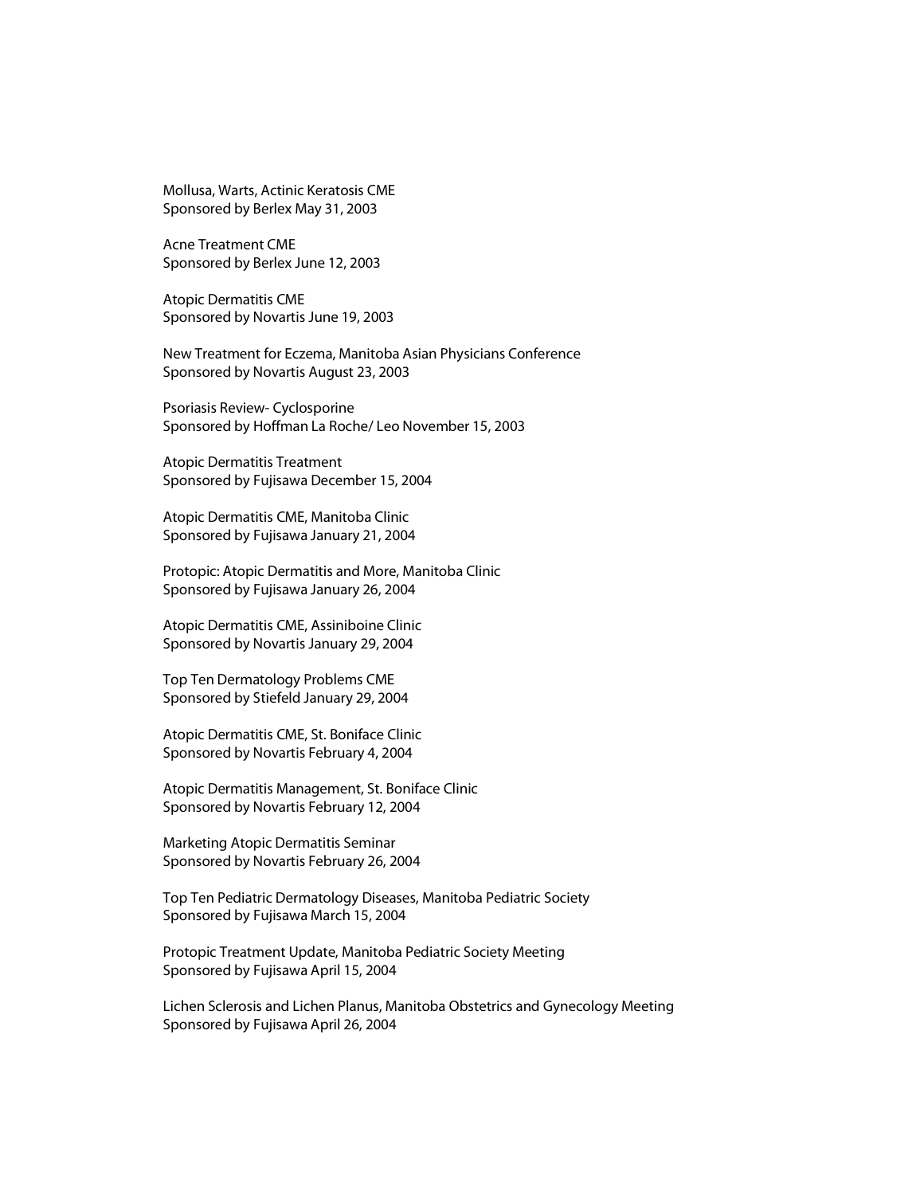Mollusa, Warts, Actinic Keratosis CME
Sponsored by Berlex May 31, 2003

Acne Treatment CME
Sponsored by Berlex June 12, 2003

Atopic Dermatitis CME
Sponsored by Novartis June 19, 2003

New Treatment for Eczema, Manitoba Asian Physicians Conference
Sponsored by Novartis August 23, 2003

Psoriasis Review- Cyclosporine
Sponsored by Hoffman La Roche/ Leo November 15, 2003

Atopic Dermatitis Treatment
Sponsored by Fujisawa December 15, 2004

Atopic Dermatitis CME, Manitoba Clinic
Sponsored by Fujisawa January 21, 2004

Protopic: Atopic Dermatitis and More, Manitoba Clinic
Sponsored by Fujisawa January 26, 2004

Atopic Dermatitis CME, Assiniboine Clinic
Sponsored by Novartis January 29, 2004

Top Ten Dermatology Problems CME
Sponsored by Stiefeld January 29, 2004

Atopic Dermatitis CME, St. Boniface Clinic
Sponsored by Novartis February 4, 2004

Atopic Dermatitis Management, St. Boniface Clinic
Sponsored by Novartis February 12, 2004

Marketing Atopic Dermatitis Seminar
Sponsored by Novartis February 26, 2004

Top Ten Pediatric Dermatology Diseases, Manitoba Pediatric Society
Sponsored by Fujisawa March 15, 2004

Protopic Treatment Update, Manitoba Pediatric Society Meeting
Sponsored by Fujisawa April 15, 2004

Lichen Sclerosis and Lichen Planus, Manitoba Obstetrics and Gynecology Meeting
Sponsored by Fujisawa April 26, 2004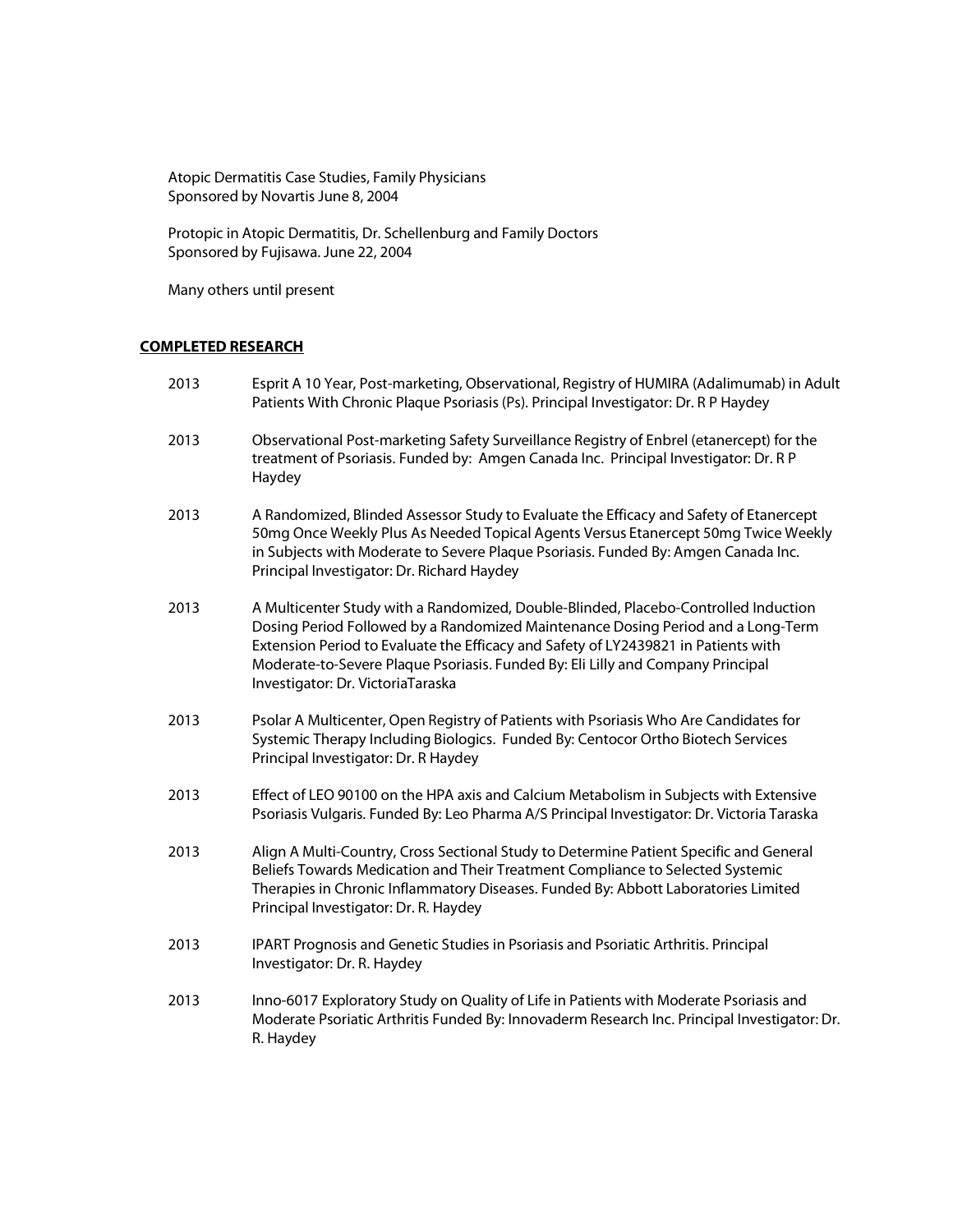Atopic Dermatitis Case Studies, Family Physicians
Sponsored by Novartis June 8, 2004

Protopic in Atopic Dermatitis, Dr. Schellenburg and Family Doctors
Sponsored by Fujisawa. June 22, 2004

Many others until present

## COMPLETED RESEARCH

2013 — Esprit A 10 Year, Post-marketing, Observational, Registry of HUMIRA (Adalimumab) in Adult Patients With Chronic Plaque Psoriasis (Ps). Principal Investigator: Dr. R P Haydey

2013 — Observational Post-marketing Safety Surveillance Registry of Enbrel (etanercept) for the treatment of Psoriasis. Funded by: Amgen Canada Inc. Principal Investigator: Dr. R P Haydey

2013 — A Randomized, Blinded Assessor Study to Evaluate the Efficacy and Safety of Etanercept 50mg Once Weekly Plus As Needed Topical Agents Versus Etanercept 50mg Twice Weekly in Subjects with Moderate to Severe Plaque Psoriasis. Funded By: Amgen Canada Inc. Principal Investigator: Dr. Richard Haydey

2013 — A Multicenter Study with a Randomized, Double-Blinded, Placebo-Controlled Induction Dosing Period Followed by a Randomized Maintenance Dosing Period and a Long-Term Extension Period to Evaluate the Efficacy and Safety of LY2439821 in Patients with Moderate-to-Severe Plaque Psoriasis. Funded By: Eli Lilly and Company Principal Investigator: Dr. VictoriaTaraska

2013 — Psolar A Multicenter, Open Registry of Patients with Psoriasis Who Are Candidates for Systemic Therapy Including Biologics. Funded By: Centocor Ortho Biotech Services Principal Investigator: Dr. R Haydey

2013 — Effect of LEO 90100 on the HPA axis and Calcium Metabolism in Subjects with Extensive Psoriasis Vulgaris. Funded By: Leo Pharma A/S Principal Investigator: Dr. Victoria Taraska

2013 — Align A Multi-Country, Cross Sectional Study to Determine Patient Specific and General Beliefs Towards Medication and Their Treatment Compliance to Selected Systemic Therapies in Chronic Inflammatory Diseases. Funded By: Abbott Laboratories Limited Principal Investigator: Dr. R. Haydey

2013 — IPART Prognosis and Genetic Studies in Psoriasis and Psoriatic Arthritis. Principal Investigator: Dr. R. Haydey

2013 — Inno-6017 Exploratory Study on Quality of Life in Patients with Moderate Psoriasis and Moderate Psoriatic Arthritis Funded By: Innovaderm Research Inc. Principal Investigator: Dr. R. Haydey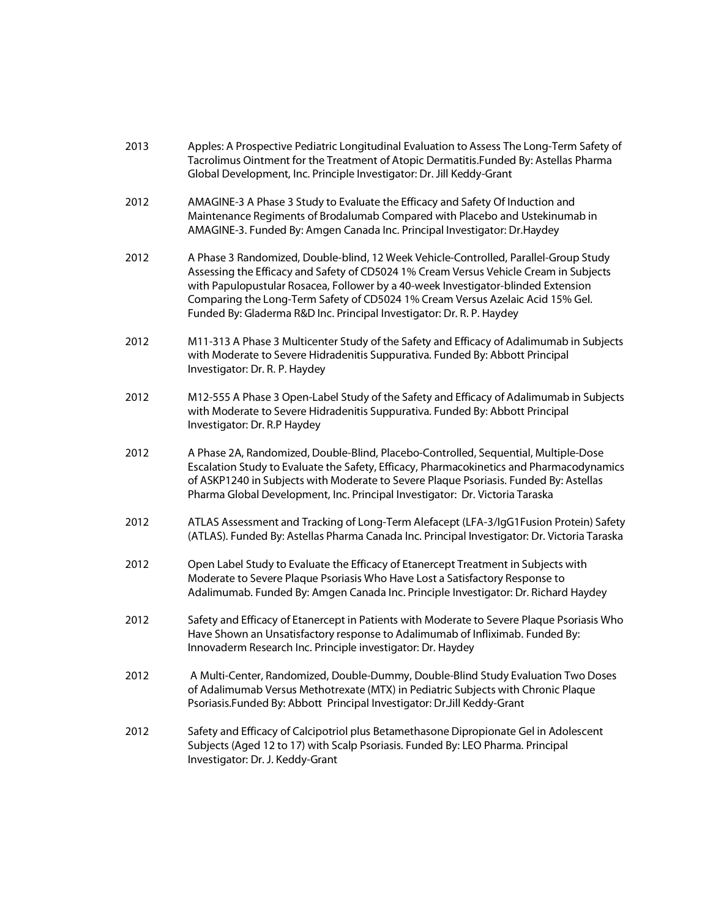2013 Apples: A Prospective Pediatric Longitudinal Evaluation to Assess The Long-Term Safety of Tacrolimus Ointment for the Treatment of Atopic Dermatitis.Funded By: Astellas Pharma Global Development, Inc. Principle Investigator: Dr. Jill Keddy-Grant

2012 AMAGINE-3 A Phase 3 Study to Evaluate the Efficacy and Safety Of Induction and Maintenance Regiments of Brodalumab Compared with Placebo and Ustekinumab in AMAGINE-3. Funded By: Amgen Canada Inc. Principal Investigator: Dr.Haydey

2012 A Phase 3 Randomized, Double-blind, 12 Week Vehicle-Controlled, Parallel-Group Study Assessing the Efficacy and Safety of CD5024 1% Cream Versus Vehicle Cream in Subjects with Papulopustular Rosacea, Follower by a 40-week Investigator-blinded Extension Comparing the Long-Term Safety of CD5024 1% Cream Versus Azelaic Acid 15% Gel. Funded By: Gladerma R&D Inc. Principal Investigator: Dr. R. P. Haydey

2012 M11-313 A Phase 3 Multicenter Study of the Safety and Efficacy of Adalimumab in Subjects with Moderate to Severe Hidradenitis Suppurativa. Funded By: Abbott Principal Investigator: Dr. R. P. Haydey

2012 M12-555 A Phase 3 Open-Label Study of the Safety and Efficacy of Adalimumab in Subjects with Moderate to Severe Hidradenitis Suppurativa. Funded By: Abbott Principal Investigator: Dr. R.P Haydey

2012 A Phase 2A, Randomized, Double-Blind, Placebo-Controlled, Sequential, Multiple-Dose Escalation Study to Evaluate the Safety, Efficacy, Pharmacokinetics and Pharmacodynamics of ASKP1240 in Subjects with Moderate to Severe Plaque Psoriasis. Funded By: Astellas Pharma Global Development, Inc. Principal Investigator: Dr. Victoria Taraska

2012 ATLAS Assessment and Tracking of Long-Term Alefacept (LFA-3/IgG1Fusion Protein) Safety (ATLAS). Funded By: Astellas Pharma Canada Inc. Principal Investigator: Dr. Victoria Taraska

2012 Open Label Study to Evaluate the Efficacy of Etanercept Treatment in Subjects with Moderate to Severe Plaque Psoriasis Who Have Lost a Satisfactory Response to Adalimumab. Funded By: Amgen Canada Inc. Principle Investigator: Dr. Richard Haydey

2012 Safety and Efficacy of Etanercept in Patients with Moderate to Severe Plaque Psoriasis Who Have Shown an Unsatisfactory response to Adalimumab of Infliximab. Funded By: Innovaderm Research Inc. Principle investigator: Dr. Haydey

2012 A Multi-Center, Randomized, Double-Dummy, Double-Blind Study Evaluation Two Doses of Adalimumab Versus Methotrexate (MTX) in Pediatric Subjects with Chronic Plaque Psoriasis.Funded By: Abbott Principal Investigator: Dr.Jill Keddy-Grant

2012 Safety and Efficacy of Calcipotriol plus Betamethasone Dipropionate Gel in Adolescent Subjects (Aged 12 to 17) with Scalp Psoriasis. Funded By: LEO Pharma. Principal Investigator: Dr. J. Keddy-Grant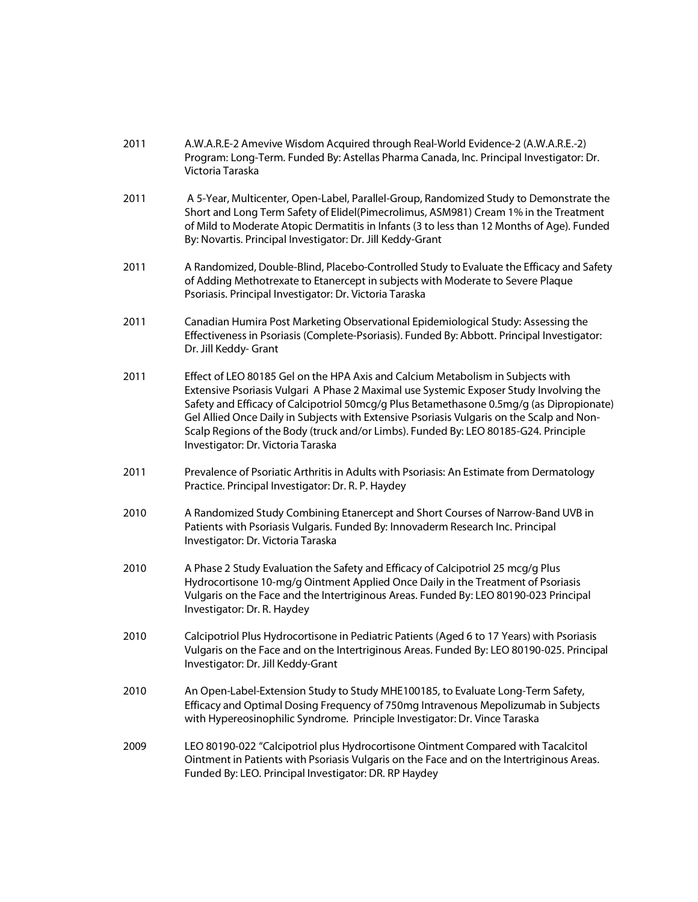2011 A.W.A.R.E-2 Amevive Wisdom Acquired through Real-World Evidence-2 (A.W.A.R.E.-2) Program: Long-Term. Funded By: Astellas Pharma Canada, Inc. Principal Investigator: Dr. Victoria Taraska

2011 A 5-Year, Multicenter, Open-Label, Parallel-Group, Randomized Study to Demonstrate the Short and Long Term Safety of Elidel(Pimecrolimus, ASM981) Cream 1% in the Treatment of Mild to Moderate Atopic Dermatitis in Infants (3 to less than 12 Months of Age). Funded By: Novartis. Principal Investigator: Dr. Jill Keddy-Grant

2011 A Randomized, Double-Blind, Placebo-Controlled Study to Evaluate the Efficacy and Safety of Adding Methotrexate to Etanercept in subjects with Moderate to Severe Plaque Psoriasis. Principal Investigator: Dr. Victoria Taraska

2011 Canadian Humira Post Marketing Observational Epidemiological Study: Assessing the Effectiveness in Psoriasis (Complete-Psoriasis). Funded By: Abbott. Principal Investigator: Dr. Jill Keddy- Grant

2011 Effect of LEO 80185 Gel on the HPA Axis and Calcium Metabolism in Subjects with Extensive Psoriasis Vulgari A Phase 2 Maximal use Systemic Exposer Study Involving the Safety and Efficacy of Calcipotriol 50mcg/g Plus Betamethasone 0.5mg/g (as Dipropionate) Gel Allied Once Daily in Subjects with Extensive Psoriasis Vulgaris on the Scalp and Non-Scalp Regions of the Body (truck and/or Limbs). Funded By: LEO 80185-G24. Principle Investigator: Dr. Victoria Taraska

2011 Prevalence of Psoriatic Arthritis in Adults with Psoriasis: An Estimate from Dermatology Practice. Principal Investigator: Dr. R. P. Haydey

2010 A Randomized Study Combining Etanercept and Short Courses of Narrow-Band UVB in Patients with Psoriasis Vulgaris. Funded By: Innovaderm Research Inc. Principal Investigator: Dr. Victoria Taraska

2010 A Phase 2 Study Evaluation the Safety and Efficacy of Calcipotriol 25 mcg/g Plus Hydrocortisone 10-mg/g Ointment Applied Once Daily in the Treatment of Psoriasis Vulgaris on the Face and the Intertriginous Areas. Funded By: LEO 80190-023 Principal Investigator: Dr. R. Haydey

2010 Calcipotriol Plus Hydrocortisone in Pediatric Patients (Aged 6 to 17 Years) with Psoriasis Vulgaris on the Face and on the Intertriginous Areas. Funded By: LEO 80190-025. Principal Investigator: Dr. Jill Keddy-Grant

2010 An Open-Label-Extension Study to Study MHE100185, to Evaluate Long-Term Safety, Efficacy and Optimal Dosing Frequency of 750mg Intravenous Mepolizumab in Subjects with Hypereosinophilic Syndrome. Principle Investigator: Dr. Vince Taraska

2009 LEO 80190-022 "Calcipotriol plus Hydrocortisone Ointment Compared with Tacalcitol Ointment in Patients with Psoriasis Vulgaris on the Face and on the Intertriginous Areas. Funded By: LEO. Principal Investigator: DR. RP Haydey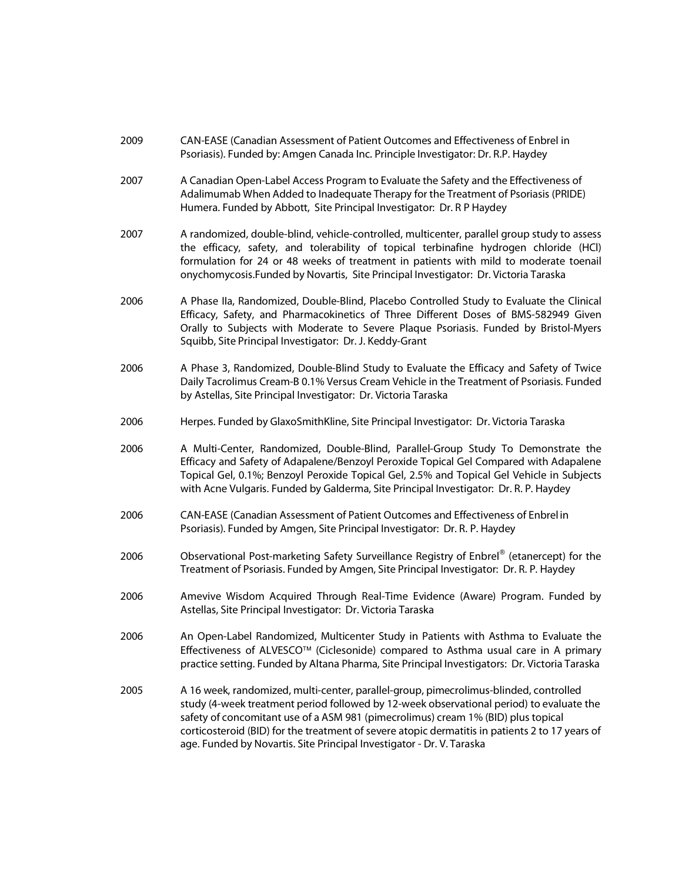2009 CAN-EASE (Canadian Assessment of Patient Outcomes and Effectiveness of Enbrel in Psoriasis). Funded by: Amgen Canada Inc. Principle Investigator: Dr. R.P. Haydey

2007 A Canadian Open-Label Access Program to Evaluate the Safety and the Effectiveness of Adalimumab When Added to Inadequate Therapy for the Treatment of Psoriasis (PRIDE) Humera. Funded by Abbott, Site Principal Investigator: Dr. R P Haydey

2007 A randomized, double-blind, vehicle-controlled, multicenter, parallel group study to assess the efficacy, safety, and tolerability of topical terbinafine hydrogen chloride (HCl) formulation for 24 or 48 weeks of treatment in patients with mild to moderate toenail onychomycosis.Funded by Novartis, Site Principal Investigator: Dr. Victoria Taraska

2006 A Phase IIa, Randomized, Double-Blind, Placebo Controlled Study to Evaluate the Clinical Efficacy, Safety, and Pharmacokinetics of Three Different Doses of BMS-582949 Given Orally to Subjects with Moderate to Severe Plaque Psoriasis. Funded by Bristol-Myers Squibb, Site Principal Investigator: Dr. J. Keddy-Grant

2006 A Phase 3, Randomized, Double-Blind Study to Evaluate the Efficacy and Safety of Twice Daily Tacrolimus Cream-B 0.1% Versus Cream Vehicle in the Treatment of Psoriasis. Funded by Astellas, Site Principal Investigator: Dr. Victoria Taraska

2006 Herpes. Funded by GlaxoSmithKline, Site Principal Investigator: Dr. Victoria Taraska

2006 A Multi-Center, Randomized, Double-Blind, Parallel-Group Study To Demonstrate the Efficacy and Safety of Adapalene/Benzoyl Peroxide Topical Gel Compared with Adapalene Topical Gel, 0.1%; Benzoyl Peroxide Topical Gel, 2.5% and Topical Gel Vehicle in Subjects with Acne Vulgaris. Funded by Galderma, Site Principal Investigator: Dr. R. P. Haydey

2006 CAN-EASE (Canadian Assessment of Patient Outcomes and Effectiveness of Enbrel in Psoriasis). Funded by Amgen, Site Principal Investigator: Dr. R. P. Haydey

2006 Observational Post-marketing Safety Surveillance Registry of Enbrel® (etanercept) for the Treatment of Psoriasis. Funded by Amgen, Site Principal Investigator: Dr. R. P. Haydey

2006 Amevive Wisdom Acquired Through Real-Time Evidence (Aware) Program. Funded by Astellas, Site Principal Investigator: Dr. Victoria Taraska

2006 An Open-Label Randomized, Multicenter Study in Patients with Asthma to Evaluate the Effectiveness of ALVESCO™ (Ciclesonide) compared to Asthma usual care in A primary practice setting. Funded by Altana Pharma, Site Principal Investigators: Dr. Victoria Taraska

2005 A 16 week, randomized, multi-center, parallel-group, pimecrolimus-blinded, controlled study (4-week treatment period followed by 12-week observational period) to evaluate the safety of concomitant use of a ASM 981 (pimecrolimus) cream 1% (BID) plus topical corticosteroid (BID) for the treatment of severe atopic dermatitis in patients 2 to 17 years of age. Funded by Novartis. Site Principal Investigator - Dr. V. Taraska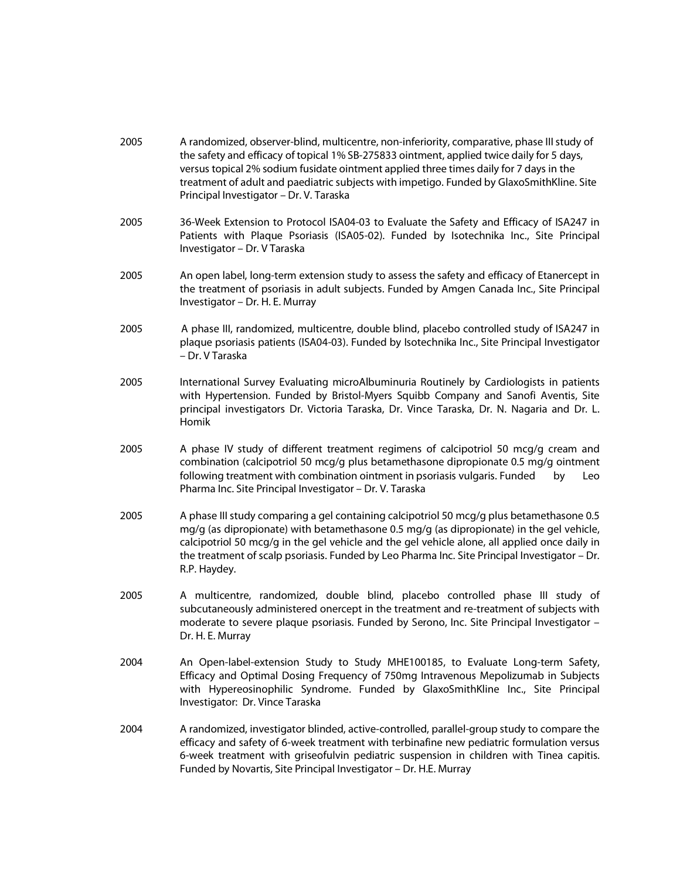2005 A randomized, observer-blind, multicentre, non-inferiority, comparative, phase III study of the safety and efficacy of topical 1% SB-275833 ointment, applied twice daily for 5 days, versus topical 2% sodium fusidate ointment applied three times daily for 7 days in the treatment of adult and paediatric subjects with impetigo. Funded by GlaxoSmithKline. Site Principal Investigator – Dr. V. Taraska

2005 36-Week Extension to Protocol ISA04-03 to Evaluate the Safety and Efficacy of ISA247 in Patients with Plaque Psoriasis (ISA05-02). Funded by Isotechnika Inc., Site Principal Investigator – Dr. V Taraska

2005 An open label, long-term extension study to assess the safety and efficacy of Etanercept in the treatment of psoriasis in adult subjects. Funded by Amgen Canada Inc., Site Principal Investigator – Dr. H. E. Murray

2005 A phase III, randomized, multicentre, double blind, placebo controlled study of ISA247 in plaque psoriasis patients (ISA04-03). Funded by Isotechnika Inc., Site Principal Investigator – Dr. V Taraska

2005 International Survey Evaluating microAlbuminuria Routinely by Cardiologists in patients with Hypertension. Funded by Bristol-Myers Squibb Company and Sanofi Aventis, Site principal investigators Dr. Victoria Taraska, Dr. Vince Taraska, Dr. N. Nagaria and Dr. L. Homik

2005 A phase IV study of different treatment regimens of calcipotriol 50 mcg/g cream and combination (calcipotriol 50 mcg/g plus betamethasone dipropionate 0.5 mg/g ointment following treatment with combination ointment in psoriasis vulgaris. Funded by Leo Pharma Inc. Site Principal Investigator – Dr. V. Taraska

2005 A phase III study comparing a gel containing calcipotriol 50 mcg/g plus betamethasone 0.5 mg/g (as dipropionate) with betamethasone 0.5 mg/g (as dipropionate) in the gel vehicle, calcipotriol 50 mcg/g in the gel vehicle and the gel vehicle alone, all applied once daily in the treatment of scalp psoriasis. Funded by Leo Pharma Inc. Site Principal Investigator – Dr. R.P. Haydey.

2005 A multicentre, randomized, double blind, placebo controlled phase III study of subcutaneously administered onercept in the treatment and re-treatment of subjects with moderate to severe plaque psoriasis. Funded by Serono, Inc. Site Principal Investigator – Dr. H. E. Murray

2004 An Open-label-extension Study to Study MHE100185, to Evaluate Long-term Safety, Efficacy and Optimal Dosing Frequency of 750mg Intravenous Mepolizumab in Subjects with Hypereosinophilic Syndrome. Funded by GlaxoSmithKline Inc., Site Principal Investigator: Dr. Vince Taraska

2004 A randomized, investigator blinded, active-controlled, parallel-group study to compare the efficacy and safety of 6-week treatment with terbinafine new pediatric formulation versus 6-week treatment with griseofulvin pediatric suspension in children with Tinea capitis. Funded by Novartis, Site Principal Investigator – Dr. H.E. Murray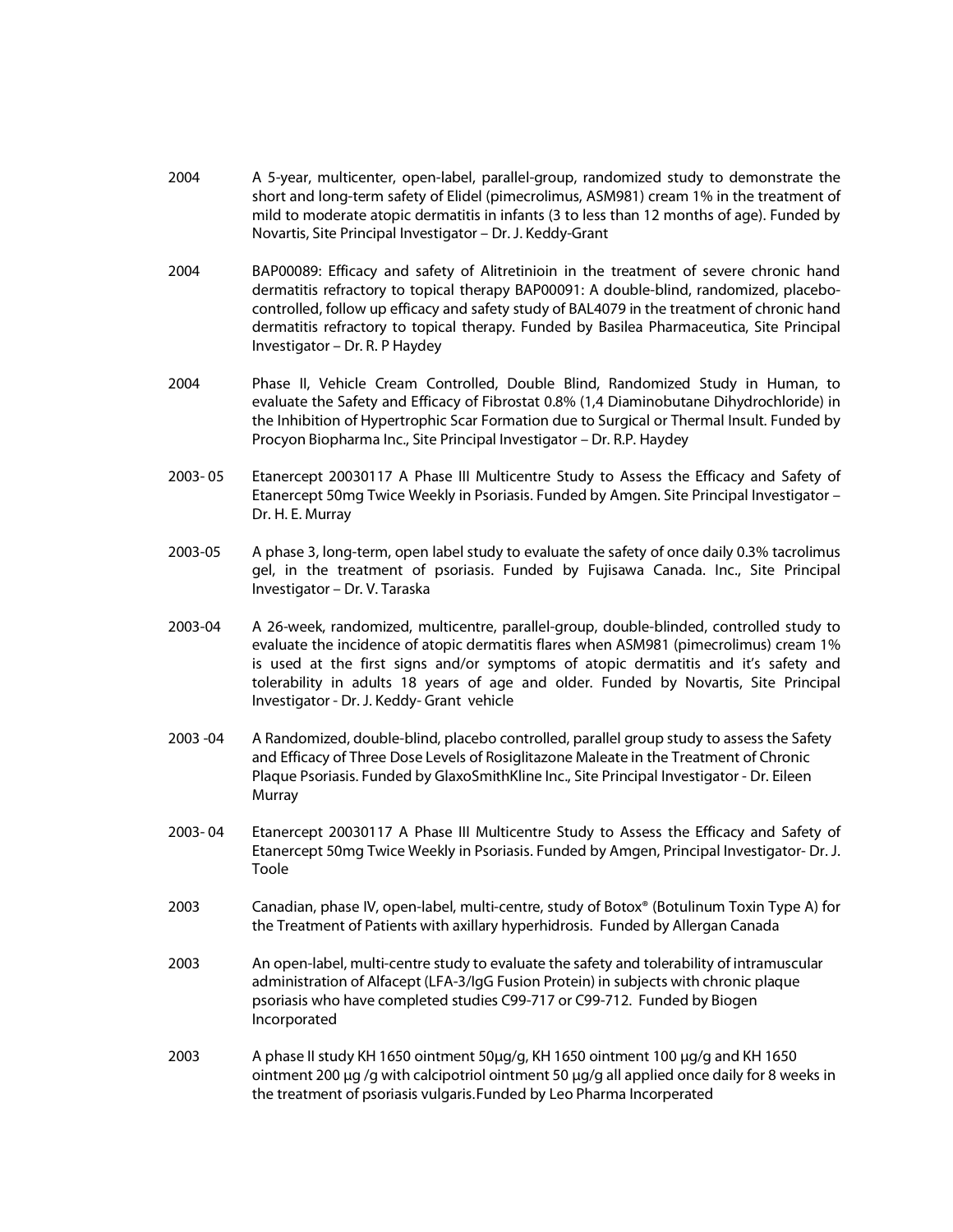2004 A 5-year, multicenter, open-label, parallel-group, randomized study to demonstrate the short and long-term safety of Elidel (pimecrolimus, ASM981) cream 1% in the treatment of mild to moderate atopic dermatitis in infants (3 to less than 12 months of age). Funded by Novartis, Site Principal Investigator – Dr. J. Keddy-Grant

2004 BAP00089: Efficacy and safety of Alitretinioin in the treatment of severe chronic hand dermatitis refractory to topical therapy BAP00091: A double-blind, randomized, placebo-controlled, follow up efficacy and safety study of BAL4079 in the treatment of chronic hand dermatitis refractory to topical therapy. Funded by Basilea Pharmaceutica, Site Principal Investigator – Dr. R. P Haydey

2004 Phase II, Vehicle Cream Controlled, Double Blind, Randomized Study in Human, to evaluate the Safety and Efficacy of Fibrostat 0.8% (1,4 Diaminobutane Dihydrochloride) in the Inhibition of Hypertrophic Scar Formation due to Surgical or Thermal Insult. Funded by Procyon Biopharma Inc., Site Principal Investigator – Dr. R.P. Haydey

2003- 05 Etanercept 20030117 A Phase III Multicentre Study to Assess the Efficacy and Safety of Etanercept 50mg Twice Weekly in Psoriasis. Funded by Amgen. Site Principal Investigator – Dr. H. E. Murray

2003-05 A phase 3, long-term, open label study to evaluate the safety of once daily 0.3% tacrolimus gel, in the treatment of psoriasis. Funded by Fujisawa Canada. Inc., Site Principal Investigator – Dr. V. Taraska

2003-04 A 26-week, randomized, multicentre, parallel-group, double-blinded, controlled study to evaluate the incidence of atopic dermatitis flares when ASM981 (pimecrolimus) cream 1% is used at the first signs and/or symptoms of atopic dermatitis and it's safety and tolerability in adults 18 years of age and older. Funded by Novartis, Site Principal Investigator - Dr. J. Keddy- Grant vehicle

2003 -04 A Randomized, double-blind, placebo controlled, parallel group study to assess the Safety and Efficacy of Three Dose Levels of Rosiglitazone Maleate in the Treatment of Chronic Plaque Psoriasis. Funded by GlaxoSmithKline Inc., Site Principal Investigator - Dr. Eileen Murray

2003- 04 Etanercept 20030117 A Phase III Multicentre Study to Assess the Efficacy and Safety of Etanercept 50mg Twice Weekly in Psoriasis. Funded by Amgen, Principal Investigator- Dr. J. Toole

2003 Canadian, phase IV, open-label, multi-centre, study of Botox® (Botulinum Toxin Type A) for the Treatment of Patients with axillary hyperhidrosis. Funded by Allergan Canada

2003 An open-label, multi-centre study to evaluate the safety and tolerability of intramuscular administration of Alfacept (LFA-3/IgG Fusion Protein) in subjects with chronic plaque psoriasis who have completed studies C99-717 or C99-712. Funded by Biogen Incorporated

2003 A phase II study KH 1650 ointment 50µg/g, KH 1650 ointment 100 µg/g and KH 1650 ointment 200 µg /g with calcipotriol ointment 50 µg/g all applied once daily for 8 weeks in the treatment of psoriasis vulgaris.Funded by Leo Pharma Incorperated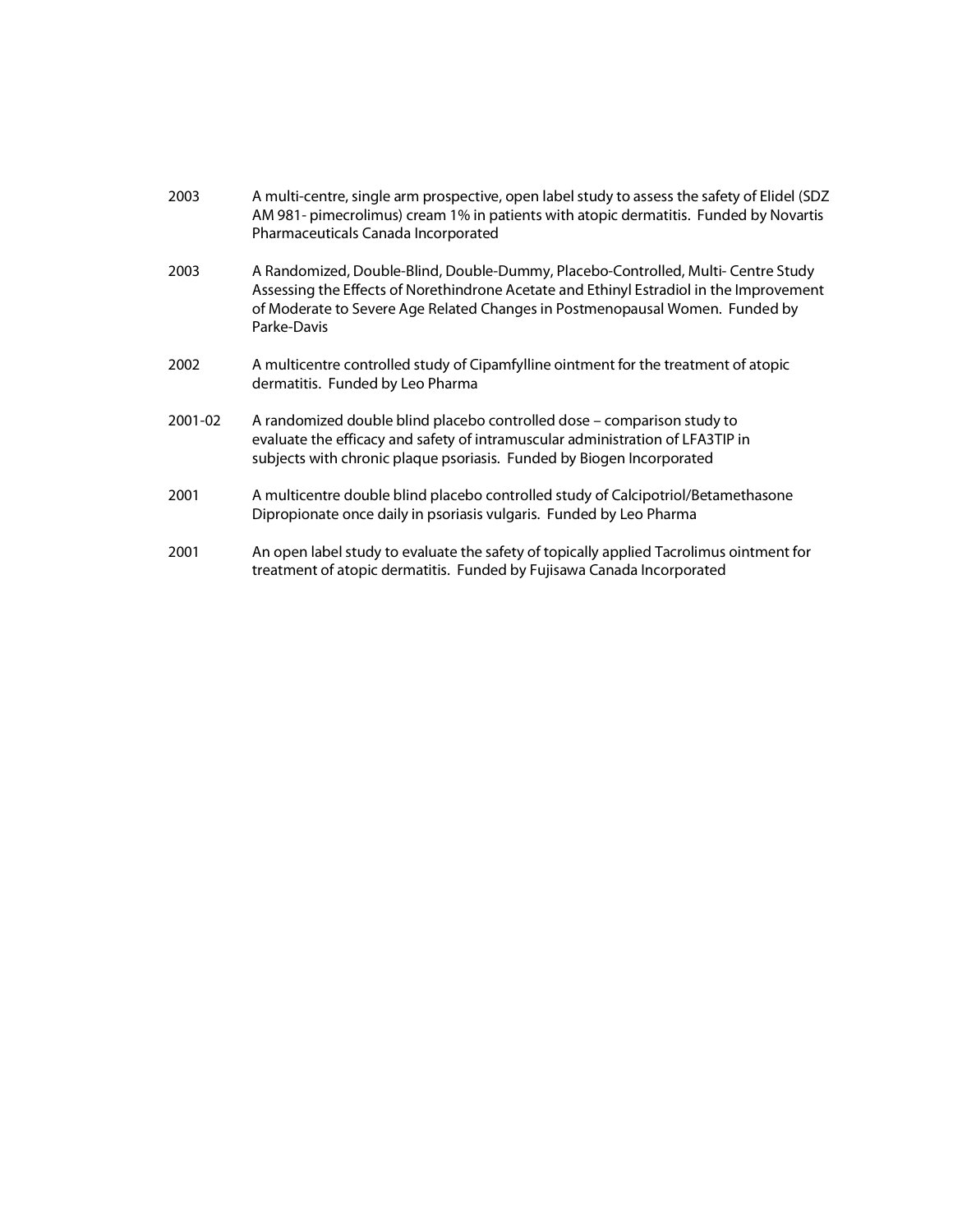2003 A multi-centre, single arm prospective, open label study to assess the safety of Elidel (SDZ AM 981- pimecrolimus) cream 1% in patients with atopic dermatitis. Funded by Novartis Pharmaceuticals Canada Incorporated

2003 A Randomized, Double-Blind, Double-Dummy, Placebo-Controlled, Multi- Centre Study Assessing the Effects of Norethindrone Acetate and Ethinyl Estradiol in the Improvement of Moderate to Severe Age Related Changes in Postmenopausal Women. Funded by Parke-Davis

2002 A multicentre controlled study of Cipamfylline ointment for the treatment of atopic dermatitis. Funded by Leo Pharma

2001-02 A randomized double blind placebo controlled dose – comparison study to evaluate the efficacy and safety of intramuscular administration of LFA3TIP in subjects with chronic plaque psoriasis. Funded by Biogen Incorporated

2001 A multicentre double blind placebo controlled study of Calcipotriol/Betamethasone Dipropionate once daily in psoriasis vulgaris. Funded by Leo Pharma

2001 An open label study to evaluate the safety of topically applied Tacrolimus ointment for treatment of atopic dermatitis. Funded by Fujisawa Canada Incorporated